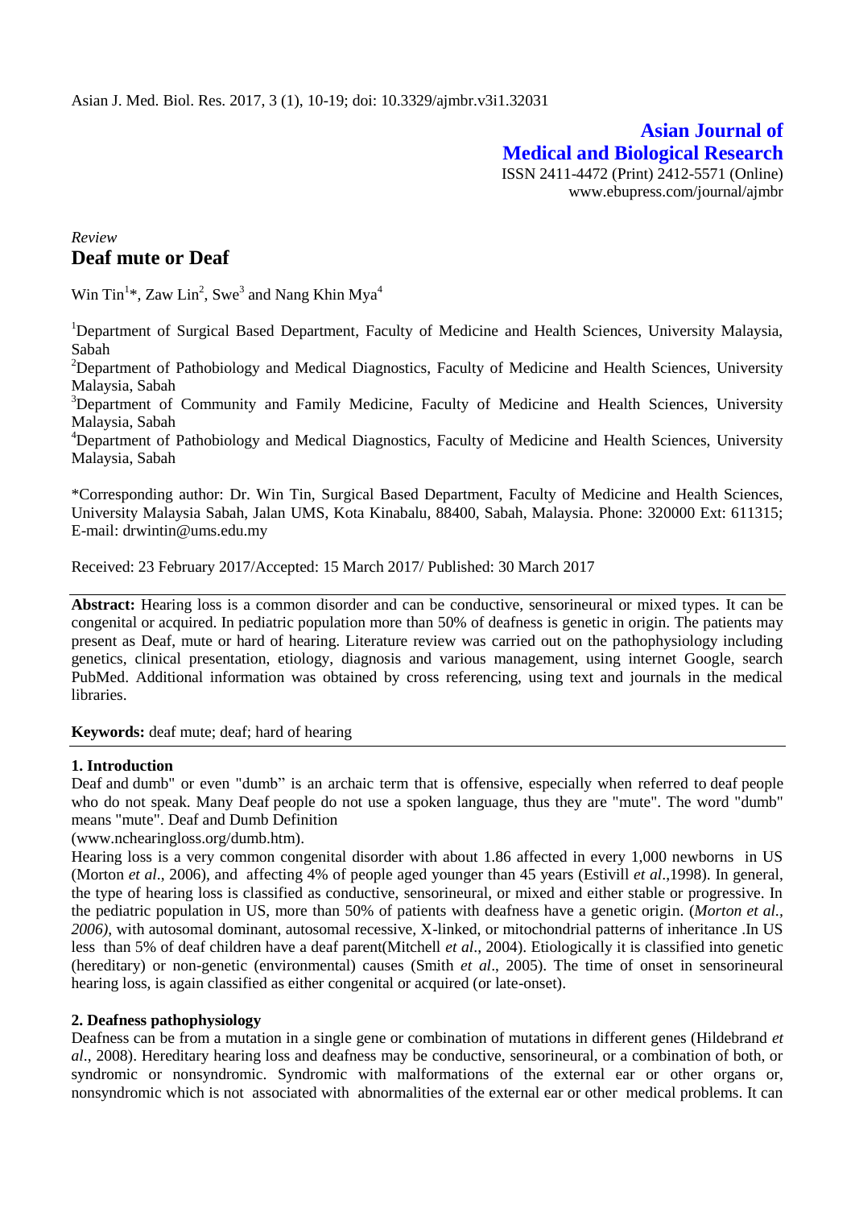Asian J. Med. Biol. Res. 2017, 3 (1), 10-19; doi: 10.3329/ajmbr.v3i1.32031

**Asian Journal of Medical and Biological Research**

ISSN 2411-4472 (Print) 2412-5571 (Online)
www.ebupress.com/journal/ajmbr

*Review*

# Deaf mute or Deaf

Win Tin[1]*, Zaw Lin[2], Swe[3] and Nang Khin Mya[4]

[1]Department of Surgical Based Department, Faculty of Medicine and Health Sciences, University Malaysia, Sabah

[2]Department of Pathobiology and Medical Diagnostics, Faculty of Medicine and Health Sciences, University Malaysia, Sabah

[3]Department of Community and Family Medicine, Faculty of Medicine and Health Sciences, University Malaysia, Sabah

[4]Department of Pathobiology and Medical Diagnostics, Faculty of Medicine and Health Sciences, University Malaysia, Sabah

*Corresponding author: Dr. Win Tin, Surgical Based Department, Faculty of Medicine and Health Sciences, University Malaysia Sabah, Jalan UMS, Kota Kinabalu, 88400, Sabah, Malaysia. Phone: 320000 Ext: 611315; E-mail: drwintin@ums.edu.my

Received: 23 February 2017/Accepted: 15 March 2017/ Published: 30 March 2017

**Abstract:** Hearing loss is a common disorder and can be conductive, sensorineural or mixed types. It can be congenital or acquired. In pediatric population more than 50% of deafness is genetic in origin. The patients may present as Deaf, mute or hard of hearing. Literature review was carried out on the pathophysiology including genetics, clinical presentation, etiology, diagnosis and various management, using internet Google, search PubMed. Additional information was obtained by cross referencing, using text and journals in the medical libraries.

**Keywords:** deaf mute; deaf; hard of hearing

## 1. Introduction

Deaf and dumb" or even "dumb" is an archaic term that is offensive, especially when referred to deaf people who do not speak. Many Deaf people do not use a spoken language, thus they are "mute". The word "dumb" means "mute". Deaf and Dumb Definition
(www.nchearingloss.org/dumb.htm).

Hearing loss is a very common congenital disorder with about 1.86 affected in every 1,000 newborns in US (Morton *et al*., 2006), and affecting 4% of people aged younger than 45 years (Estivill *et al*.,1998). In general, the type of hearing loss is classified as conductive, sensorineural, or mixed and either stable or progressive. In the pediatric population in US, more than 50% of patients with deafness have a genetic origin. (*Morton et al., 2006)*, with autosomal dominant, autosomal recessive, X-linked, or mitochondrial patterns of inheritance .In US less than 5% of deaf children have a deaf parent(Mitchell *et al*., 2004). Etiologically it is classified into genetic (hereditary) or non-genetic (environmental) causes (Smith *et al*., 2005). The time of onset in sensorineural hearing loss, is again classified as either congenital or acquired (or late-onset).

## 2. Deafness pathophysiology

Deafness can be from a mutation in a single gene or combination of mutations in different genes (Hildebrand *et al*., 2008). Hereditary hearing loss and deafness may be conductive, sensorineural, or a combination of both, or syndromic or nonsyndromic. Syndromic with malformations of the external ear or other organs or, nonsyndromic which is not associated with abnormalities of the external ear or other medical problems. It can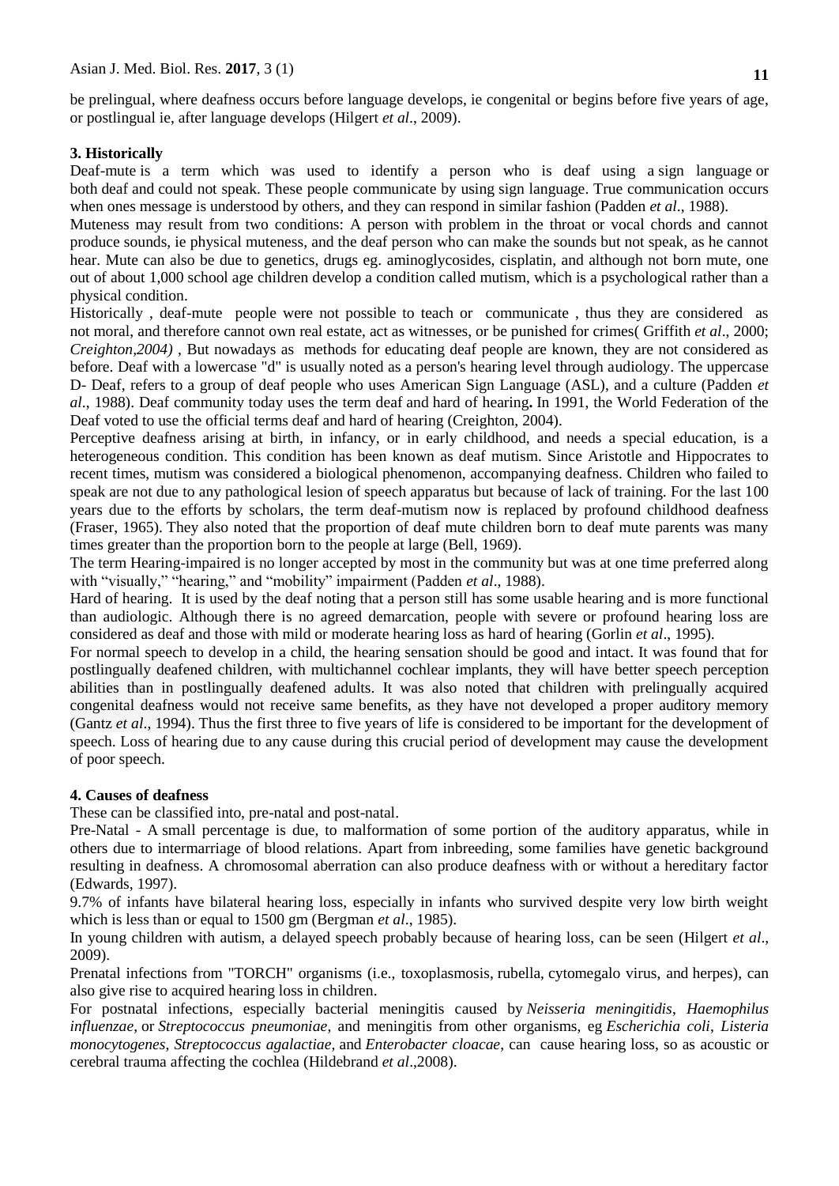be prelingual, where deafness occurs before language develops, ie congenital or begins before five years of age, or postlingual ie, after language develops (Hilgert *et al*., 2009).

### 3. Historically

Deaf-mute is a term which was used to identify a person who is deaf using a sign language or both deaf and could not speak. These people communicate by using sign language. True communication occurs when ones message is understood by others, and they can respond in similar fashion (Padden *et al*., 1988).

Muteness may result from two conditions: A person with problem in the throat or vocal chords and cannot produce sounds, ie physical muteness, and the deaf person who can make the sounds but not speak, as he cannot hear. Mute can also be due to genetics, drugs eg. aminoglycosides, cisplatin, and although not born mute, one out of about 1,000 school age children develop a condition called mutism, which is a psychological rather than a physical condition.

Historically , deaf-mute people were not possible to teach or communicate , thus they are considered as not moral, and therefore cannot own real estate, act as witnesses, or be punished for crimes( Griffith *et al*., 2000; *Creighton,2004)* , But nowadays as methods for educating deaf people are known, they are not considered as before. Deaf with a lowercase "d" is usually noted as a person's hearing level through audiology. The uppercase D- Deaf, refers to a group of deaf people who uses American Sign Language (ASL), and a culture (Padden *et al*., 1988). Deaf community today uses the term deaf and hard of hearing**.** In 1991, the World Federation of the Deaf voted to use the official terms deaf and hard of hearing (Creighton, 2004).

Perceptive deafness arising at birth, in infancy, or in early childhood, and needs a special education, is a heterogeneous condition. This condition has been known as deaf mutism. Since Aristotle and Hippocrates to recent times, mutism was considered a biological phenomenon, accompanying deafness. Children who failed to speak are not due to any pathological lesion of speech apparatus but because of lack of training. For the last 100 years due to the efforts by scholars, the term deaf-mutism now is replaced by profound childhood deafness (Fraser, 1965). They also noted that the proportion of deaf mute children born to deaf mute parents was many times greater than the proportion born to the people at large (Bell, 1969).

The term Hearing-impaired is no longer accepted by most in the community but was at one time preferred along with "visually," "hearing," and "mobility" impairment (Padden *et al*., 1988).

Hard of hearing. It is used by the deaf noting that a person still has some usable hearing and is more functional than audiologic. Although there is no agreed demarcation, people with severe or profound hearing loss are considered as deaf and those with mild or moderate hearing loss as hard of hearing (Gorlin *et al*., 1995).

For normal speech to develop in a child, the hearing sensation should be good and intact. It was found that for postlingually deafened children, with multichannel cochlear implants, they will have better speech perception abilities than in postlingually deafened adults. It was also noted that children with prelingually acquired congenital deafness would not receive same benefits, as they have not developed a proper auditory memory (Gantz *et al*., 1994). Thus the first three to five years of life is considered to be important for the development of speech. Loss of hearing due to any cause during this crucial period of development may cause the development of poor speech.

### 4. Causes of deafness

These can be classified into, pre-natal and post-natal.

Pre-Natal - A small percentage is due, to malformation of some portion of the auditory apparatus, while in others due to intermarriage of blood relations. Apart from inbreeding, some families have genetic background resulting in deafness. A chromosomal aberration can also produce deafness with or without a hereditary factor (Edwards, 1997).

9.7% of infants have bilateral hearing loss, especially in infants who survived despite very low birth weight which is less than or equal to 1500 gm (Bergman *et al*., 1985).

In young children with autism, a delayed speech probably because of hearing loss, can be seen (Hilgert *et al*., 2009).

Prenatal infections from "TORCH" organisms (i.e., toxoplasmosis, rubella, cytomegalo virus, and herpes), can also give rise to acquired hearing loss in children.

For postnatal infections, especially bacterial meningitis caused by *Neisseria meningitidis*, *Haemophilus influenzae*, or *Streptococcus pneumoniae*, and meningitis from other organisms, eg *Escherichia coli*, *Listeria monocytogenes*, *Streptococcus agalactiae*, and *Enterobacter cloacae*, can cause hearing loss, so as acoustic or cerebral trauma affecting the cochlea (Hildebrand *et al*.,2008).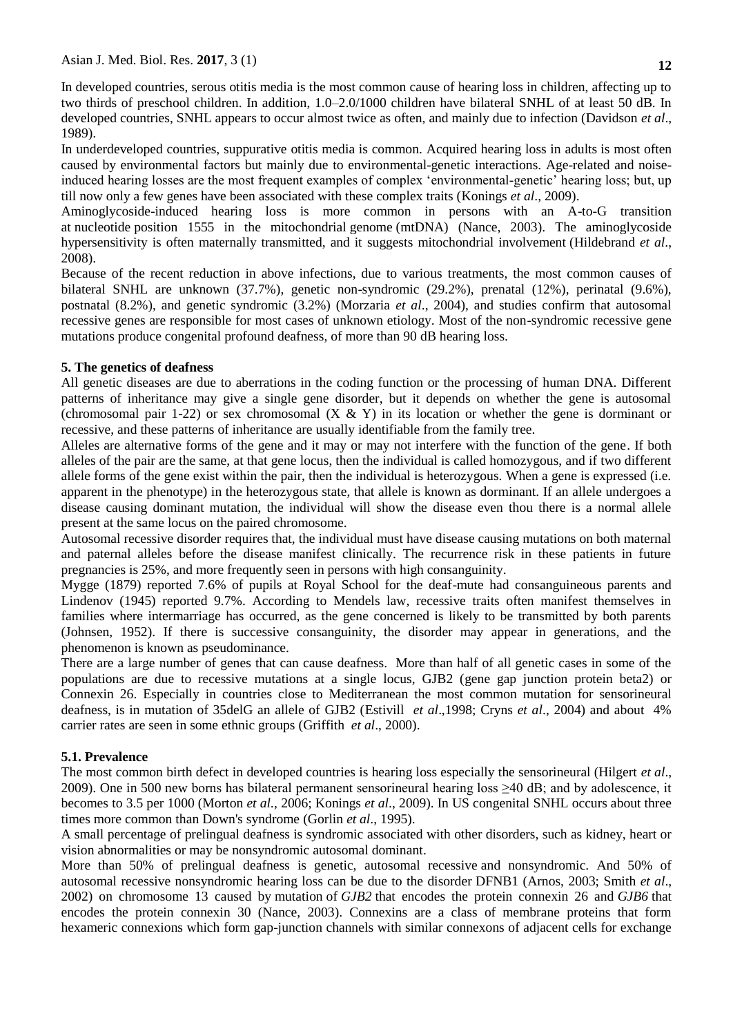In developed countries, serous otitis media is the most common cause of hearing loss in children, affecting up to two thirds of preschool children. In addition, 1.0–2.0/1000 children have bilateral SNHL of at least 50 dB. In developed countries, SNHL appears to occur almost twice as often, and mainly due to infection (Davidson *et al*., 1989).

In underdeveloped countries, suppurative otitis media is common. Acquired hearing loss in adults is most often caused by environmental factors but mainly due to environmental-genetic interactions. Age-related and noise-induced hearing losses are the most frequent examples of complex 'environmental-genetic' hearing loss; but, up till now only a few genes have been associated with these complex traits (Konings *et al*., 2009).

Aminoglycoside-induced hearing loss is more common in persons with an A-to-G transition at nucleotide position 1555 in the mitochondrial genome (mtDNA) (Nance, 2003). The aminoglycoside hypersensitivity is often maternally transmitted, and it suggests mitochondrial involvement (Hildebrand *et al*., 2008).

Because of the recent reduction in above infections, due to various treatments, the most common causes of bilateral SNHL are unknown (37.7%), genetic non-syndromic (29.2%), prenatal (12%), perinatal (9.6%), postnatal (8.2%), and genetic syndromic (3.2%) (Morzaria *et al*., 2004), and studies confirm that autosomal recessive genes are responsible for most cases of unknown etiology. Most of the non-syndromic recessive gene mutations produce congenital profound deafness, of more than 90 dB hearing loss.

## 5. The genetics of deafness

All genetic diseases are due to aberrations in the coding function or the processing of human DNA. Different patterns of inheritance may give a single gene disorder, but it depends on whether the gene is autosomal (chromosomal pair 1-22) or sex chromosomal (X & Y) in its location or whether the gene is dorminant or recessive, and these patterns of inheritance are usually identifiable from the family tree.

Alleles are alternative forms of the gene and it may or may not interfere with the function of the gene. If both alleles of the pair are the same, at that gene locus, then the individual is called homozygous, and if two different allele forms of the gene exist within the pair, then the individual is heterozygous. When a gene is expressed (i.e. apparent in the phenotype) in the heterozygous state, that allele is known as dorminant. If an allele undergoes a disease causing dominant mutation, the individual will show the disease even thou there is a normal allele present at the same locus on the paired chromosome.

Autosomal recessive disorder requires that, the individual must have disease causing mutations on both maternal and paternal alleles before the disease manifest clinically. The recurrence risk in these patients in future pregnancies is 25%, and more frequently seen in persons with high consanguinity.

Mygge (1879) reported 7.6% of pupils at Royal School for the deaf-mute had consanguineous parents and Lindenov (1945) reported 9.7%. According to Mendels law, recessive traits often manifest themselves in families where intermarriage has occurred, as the gene concerned is likely to be transmitted by both parents (Johnsen, 1952). If there is successive consanguinity, the disorder may appear in generations, and the phenomenon is known as pseudominance.

There are a large number of genes that can cause deafness. More than half of all genetic cases in some of the populations are due to recessive mutations at a single locus, GJB2 (gene gap junction protein beta2) or Connexin 26. Especially in countries close to Mediterranean the most common mutation for sensorineural deafness, is in mutation of 35delG an allele of GJB2 (Estivill *et al*.,1998; Cryns *et al*., 2004) and about 4% carrier rates are seen in some ethnic groups (Griffith *et al*., 2000).

### 5.1. Prevalence

The most common birth defect in developed countries is hearing loss especially the sensorineural (Hilgert *et al*., 2009). One in 500 new borns has bilateral permanent sensorineural hearing loss ≥40 dB; and by adolescence, it becomes to 3.5 per 1000 (Morton *et al.,* 2006; Konings *et al*., 2009). In US congenital SNHL occurs about three times more common than Down's syndrome (Gorlin *et al*., 1995).

A small percentage of prelingual deafness is syndromic associated with other disorders, such as kidney, heart or vision abnormalities or may be nonsyndromic autosomal dominant.

More than 50% of prelingual deafness is genetic, autosomal recessive and nonsyndromic. And 50% of autosomal recessive nonsyndromic hearing loss can be due to the disorder DFNB1 (Arnos, 2003; Smith *et al*., 2002) on chromosome 13 caused by mutation of *GJB2* that encodes the protein connexin 26 and *GJB6* that encodes the protein connexin 30 (Nance, 2003). Connexins are a class of membrane proteins that form hexameric connexions which form gap-junction channels with similar connexons of adjacent cells for exchange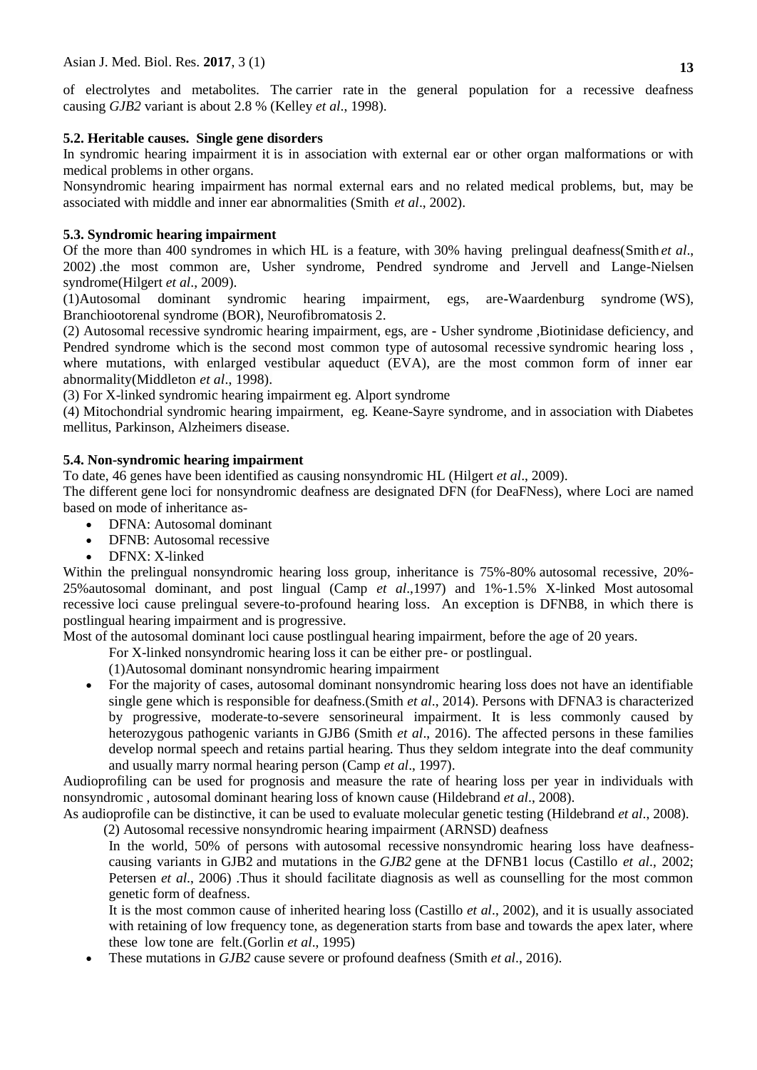of electrolytes and metabolites. The carrier rate in the general population for a recessive deafness causing *GJB2* variant is about 2.8 % (Kelley *et al*., 1998).

### 5.2. Heritable causes. Single gene disorders

In syndromic hearing impairment it is in association with external ear or other organ malformations or with medical problems in other organs.

Nonsyndromic hearing impairment has normal external ears and no related medical problems, but, may be associated with middle and inner ear abnormalities (Smith *et al*., 2002).

### 5.3. Syndromic hearing impairment

Of the more than 400 syndromes in which HL is a feature, with 30% having prelingual deafness(Smith *et al*., 2002) .the most common are, Usher syndrome, Pendred syndrome and Jervell and Lange-Nielsen syndrome(Hilgert *et al*., 2009).

(1)Autosomal dominant syndromic hearing impairment, egs, are-Waardenburg syndrome (WS), Branchiootorenal syndrome (BOR), Neurofibromatosis 2.

(2) Autosomal recessive syndromic hearing impairment, egs, are - Usher syndrome ,Biotinidase deficiency, and Pendred syndrome which is the second most common type of autosomal recessive syndromic hearing loss , where mutations, with enlarged vestibular aqueduct (EVA), are the most common form of inner ear abnormality(Middleton *et al*., 1998).

(3) For X-linked syndromic hearing impairment eg. Alport syndrome

(4) Mitochondrial syndromic hearing impairment, eg. Keane-Sayre syndrome, and in association with Diabetes mellitus, Parkinson, Alzheimers disease.

### 5.4. Non-syndromic hearing impairment

To date, 46 genes have been identified as causing nonsyndromic HL (Hilgert *et al*., 2009).

The different gene loci for nonsyndromic deafness are designated DFN (for DeaFNess), where Loci are named based on mode of inheritance as-

- DFNA: Autosomal dominant
- DFNB: Autosomal recessive
- DFNX: X-linked

Within the prelingual nonsyndromic hearing loss group, inheritance is 75%-80% autosomal recessive, 20%-25%autosomal dominant, and post lingual (Camp *et al*.,1997) and 1%-1.5% X-linked Most autosomal recessive loci cause prelingual severe-to-profound hearing loss. An exception is DFNB8, in which there is postlingual hearing impairment and is progressive.

Most of the autosomal dominant loci cause postlingual hearing impairment, before the age of 20 years.

For X-linked nonsyndromic hearing loss it can be either pre- or postlingual.

(1)Autosomal dominant nonsyndromic hearing impairment

- For the majority of cases, autosomal dominant nonsyndromic hearing loss does not have an identifiable single gene which is responsible for deafness.(Smith *et al*., 2014). Persons with DFNA3 is characterized by progressive, moderate-to-severe sensorineural impairment. It is less commonly caused by heterozygous pathogenic variants in GJB6 (Smith *et al*., 2016). The affected persons in these families develop normal speech and retains partial hearing. Thus they seldom integrate into the deaf community and usually marry normal hearing person (Camp *et al*., 1997).

Audioprofiling can be used for prognosis and measure the rate of hearing loss per year in individuals with nonsyndromic , autosomal dominant hearing loss of known cause (Hildebrand *et al*., 2008).

As audioprofile can be distinctive, it can be used to evaluate molecular genetic testing (Hildebrand *et al*., 2008).

(2) Autosomal recessive nonsyndromic hearing impairment (ARNSD) deafness

In the world, 50% of persons with autosomal recessive nonsyndromic hearing loss have deafness-causing variants in GJB2 and mutations in the *GJB2* gene at the DFNB1 locus (Castillo *et al*., 2002; Petersen *et al*., 2006) .Thus it should facilitate diagnosis as well as counselling for the most common genetic form of deafness.

It is the most common cause of inherited hearing loss (Castillo *et al*., 2002), and it is usually associated with retaining of low frequency tone, as degeneration starts from base and towards the apex later, where these low tone are felt.(Gorlin *et al*., 1995)

- These mutations in *GJB2* cause severe or profound deafness (Smith *et al*., 2016).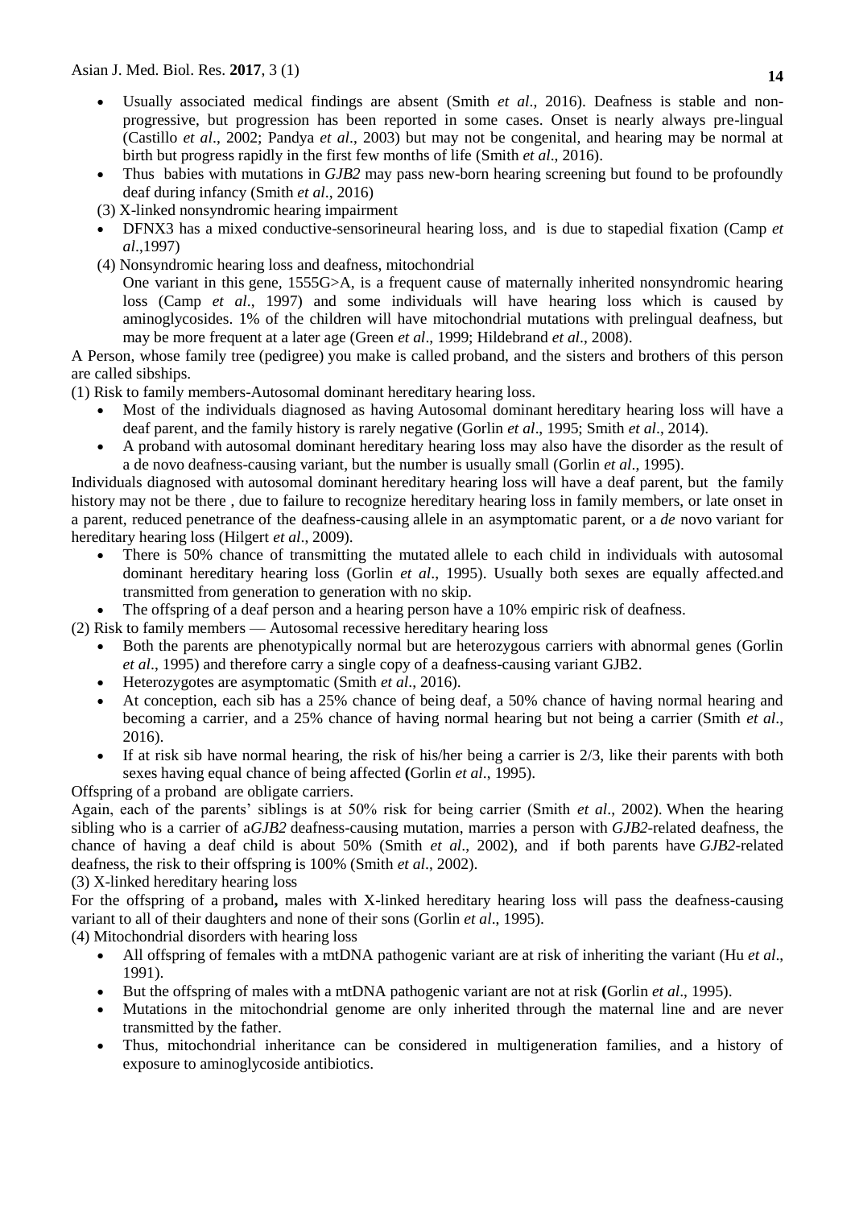- Usually associated medical findings are absent (Smith *et al*., 2016). Deafness is stable and non-progressive, but progression has been reported in some cases. Onset is nearly always pre-lingual (Castillo *et al*., 2002; Pandya *et al*., 2003) but may not be congenital, and hearing may be normal at birth but progress rapidly in the first few months of life (Smith *et al*., 2016).
- Thus babies with mutations in *GJB2* may pass new-born hearing screening but found to be profoundly deaf during infancy (Smith *et al*., 2016)

(3) X-linked nonsyndromic hearing impairment

- DFNX3 has a mixed conductive-sensorineural hearing loss, and is due to stapedial fixation (Camp *et al*.,1997)

(4) Nonsyndromic hearing loss and deafness, mitochondrial

One variant in this gene, 1555G>A, is a frequent cause of maternally inherited nonsyndromic hearing loss (Camp *et al*., 1997) and some individuals will have hearing loss which is caused by aminoglycosides. 1% of the children will have mitochondrial mutations with prelingual deafness, but may be more frequent at a later age (Green *et al*., 1999; Hildebrand *et al*., 2008).

A Person, whose family tree (pedigree) you make is called proband, and the sisters and brothers of this person are called sibships.

(1) Risk to family members-Autosomal dominant hereditary hearing loss.

- Most of the individuals diagnosed as having Autosomal dominant hereditary hearing loss will have a deaf parent, and the family history is rarely negative (Gorlin *et al*., 1995; Smith *et al*., 2014).
- A proband with autosomal dominant hereditary hearing loss may also have the disorder as the result of a de novo deafness-causing variant, but the number is usually small (Gorlin *et al*., 1995).

Individuals diagnosed with autosomal dominant hereditary hearing loss will have a deaf parent, but the family history may not be there , due to failure to recognize hereditary hearing loss in family members, or late onset in a parent, reduced penetrance of the deafness-causing allele in an asymptomatic parent, or a *de* novo variant for hereditary hearing loss (Hilgert *et al*., 2009).

- There is 50% chance of transmitting the mutated allele to each child in individuals with autosomal dominant hereditary hearing loss (Gorlin *et al*., 1995). Usually both sexes are equally affected.and transmitted from generation to generation with no skip.
- The offspring of a deaf person and a hearing person have a 10% empiric risk of deafness.

(2) Risk to family members — Autosomal recessive hereditary hearing loss

- Both the parents are phenotypically normal but are heterozygous carriers with abnormal genes (Gorlin *et al*., 1995) and therefore carry a single copy of a deafness-causing variant GJB2.
- Heterozygotes are asymptomatic (Smith *et al*., 2016).
- At conception, each sib has a 25% chance of being deaf, a 50% chance of having normal hearing and becoming a carrier, and a 25% chance of having normal hearing but not being a carrier (Smith *et al*., 2016).
- If at risk sib have normal hearing, the risk of his/her being a carrier is 2/3, like their parents with both sexes having equal chance of being affected **(**Gorlin *et al*., 1995).

Offspring of a proband are obligate carriers.

Again, each of the parents' siblings is at 50% risk for being carrier (Smith *et al*., 2002). When the hearing sibling who is a carrier of a*GJB2* deafness-causing mutation, marries a person with *GJB2*-related deafness, the chance of having a deaf child is about 50% (Smith *et al*., 2002), and if both parents have *GJB2*-related deafness, the risk to their offspring is 100% (Smith *et al*., 2002).

(3) X-linked hereditary hearing loss

For the offspring of a proband**,** males with X-linked hereditary hearing loss will pass the deafness-causing variant to all of their daughters and none of their sons (Gorlin *et al*., 1995).

(4) Mitochondrial disorders with hearing loss

- All offspring of females with a mtDNA pathogenic variant are at risk of inheriting the variant (Hu *et al*., 1991).
- But the offspring of males with a mtDNA pathogenic variant are not at risk **(**Gorlin *et al*., 1995).
- Mutations in the mitochondrial genome are only inherited through the maternal line and are never transmitted by the father.
- Thus, mitochondrial inheritance can be considered in multigeneration families, and a history of exposure to aminoglycoside antibiotics.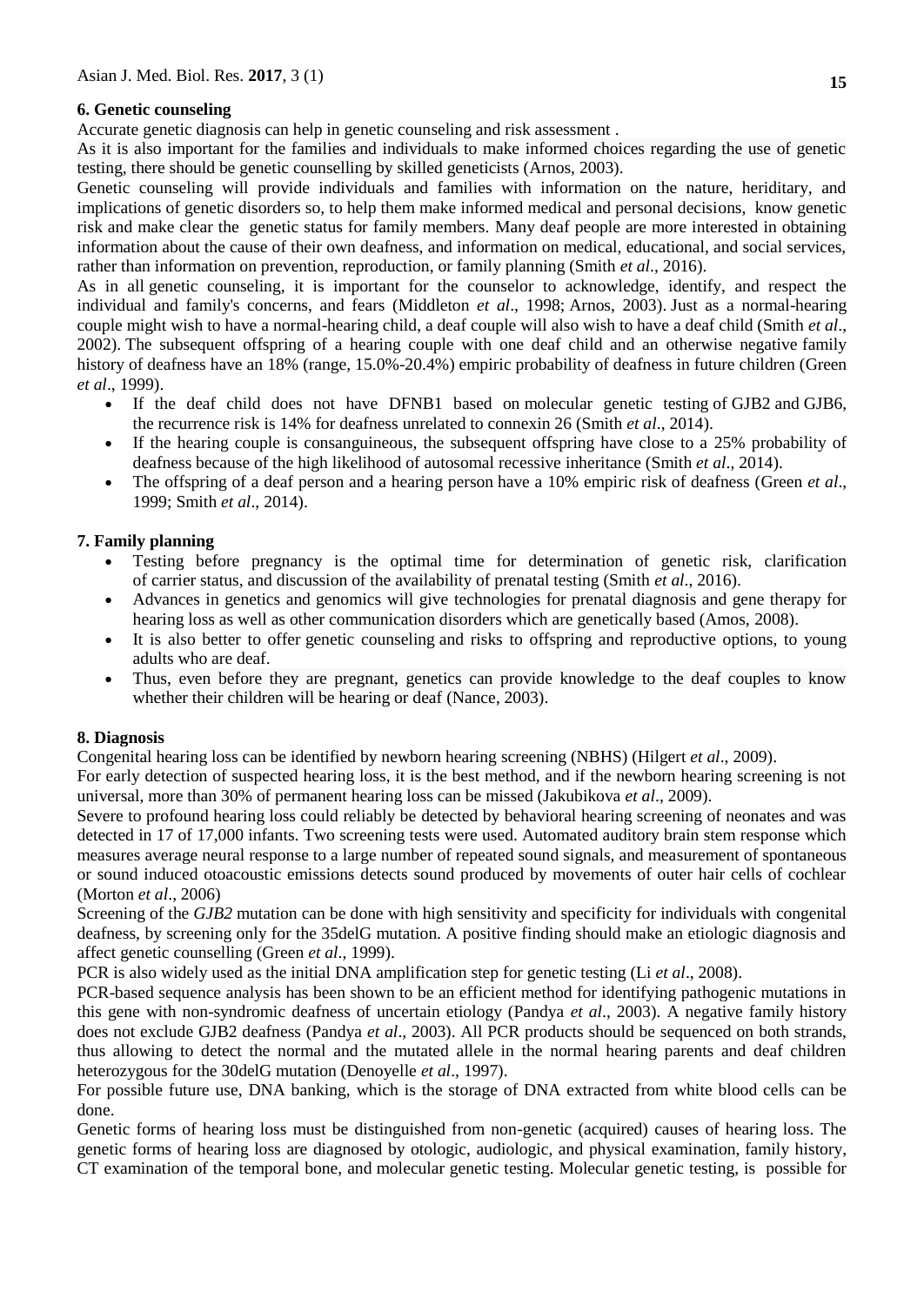## 6. Genetic counseling

Accurate genetic diagnosis can help in genetic counseling and risk assessment .

As it is also important for the families and individuals to make informed choices regarding the use of genetic testing, there should be genetic counselling by skilled geneticists (Arnos, 2003).

Genetic counseling will provide individuals and families with information on the nature, heriditary, and implications of genetic disorders so, to help them make informed medical and personal decisions, know genetic risk and make clear the genetic status for family members. Many deaf people are more interested in obtaining information about the cause of their own deafness, and information on medical, educational, and social services, rather than information on prevention, reproduction, or family planning (Smith *et al*., 2016).

As in all genetic counseling, it is important for the counselor to acknowledge, identify, and respect the individual and family's concerns, and fears (Middleton *et al*., 1998; Arnos, 2003). Just as a normal-hearing couple might wish to have a normal-hearing child, a deaf couple will also wish to have a deaf child (Smith *et al*., 2002). The subsequent offspring of a hearing couple with one deaf child and an otherwise negative family history of deafness have an 18% (range, 15.0%-20.4%) empiric probability of deafness in future children (Green *et al*., 1999).

- If the deaf child does not have DFNB1 based on molecular genetic testing of GJB2 and GJB6, the recurrence risk is 14% for deafness unrelated to connexin 26 (Smith *et al*., 2014).
- If the hearing couple is consanguineous, the subsequent offspring have close to a 25% probability of deafness because of the high likelihood of autosomal recessive inheritance (Smith *et al*., 2014).
- The offspring of a deaf person and a hearing person have a 10% empiric risk of deafness (Green *et al*., 1999; Smith *et al*., 2014).

## 7. Family planning

- Testing before pregnancy is the optimal time for determination of genetic risk, clarification of carrier status, and discussion of the availability of prenatal testing (Smith *et al*., 2016).
- Advances in genetics and genomics will give technologies for prenatal diagnosis and gene therapy for hearing loss as well as other communication disorders which are genetically based (Amos, 2008).
- It is also better to offer genetic counseling and risks to offspring and reproductive options, to young adults who are deaf.
- Thus, even before they are pregnant, genetics can provide knowledge to the deaf couples to know whether their children will be hearing or deaf (Nance, 2003).

## 8. Diagnosis

Congenital hearing loss can be identified by newborn hearing screening (NBHS) (Hilgert *et al*., 2009).

For early detection of suspected hearing loss, it is the best method, and if the newborn hearing screening is not universal, more than 30% of permanent hearing loss can be missed (Jakubikova *et al*., 2009).

Severe to profound hearing loss could reliably be detected by behavioral hearing screening of neonates and was detected in 17 of 17,000 infants. Two screening tests were used. Automated auditory brain stem response which measures average neural response to a large number of repeated sound signals, and measurement of spontaneous or sound induced otoacoustic emissions detects sound produced by movements of outer hair cells of cochlear (Morton *et al*., 2006)

Screening of the *GJB2* mutation can be done with high sensitivity and specificity for individuals with congenital deafness, by screening only for the 35delG mutation. A positive finding should make an etiologic diagnosis and affect genetic counselling (Green *et al*., 1999).

PCR is also widely used as the initial DNA amplification step for genetic testing (Li *et al*., 2008).

PCR-based sequence analysis has been shown to be an efficient method for identifying pathogenic mutations in this gene with non-syndromic deafness of uncertain etiology (Pandya *et al*., 2003). A negative family history does not exclude GJB2 deafness (Pandya *et al*., 2003). All PCR products should be sequenced on both strands, thus allowing to detect the normal and the mutated allele in the normal hearing parents and deaf children heterozygous for the 30delG mutation (Denoyelle *et al*., 1997).

For possible future use, DNA banking, which is the storage of DNA extracted from white blood cells can be done.

Genetic forms of hearing loss must be distinguished from non-genetic (acquired) causes of hearing loss. The genetic forms of hearing loss are diagnosed by otologic, audiologic, and physical examination, family history, CT examination of the temporal bone, and molecular genetic testing. Molecular genetic testing, is possible for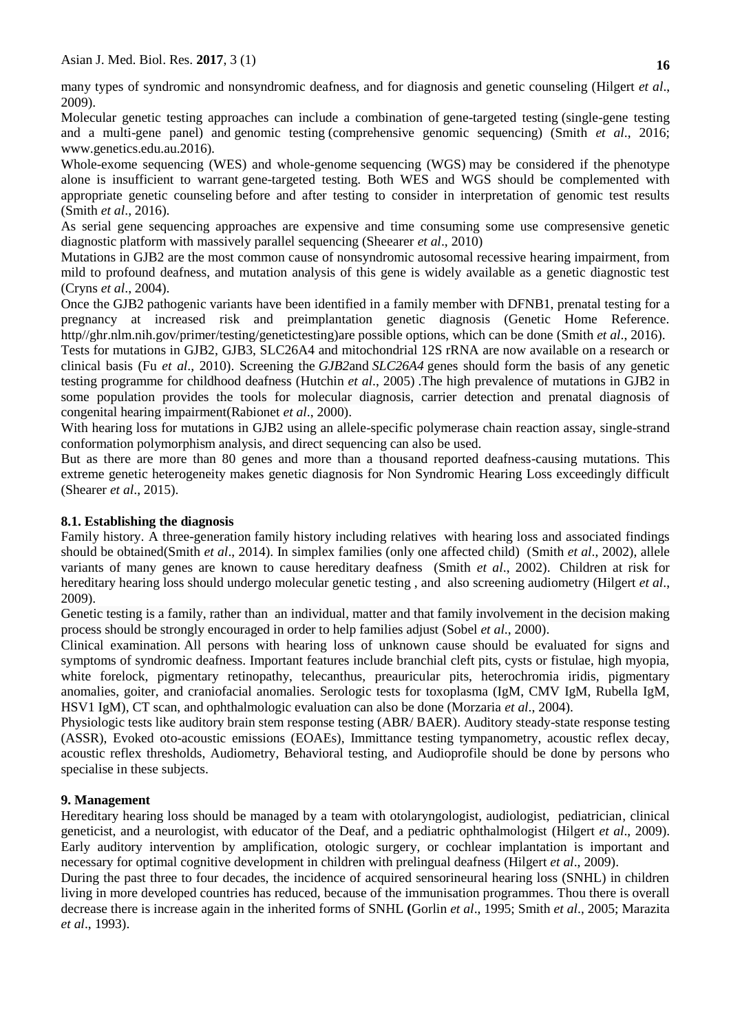many types of syndromic and nonsyndromic deafness, and for diagnosis and genetic counseling (Hilgert *et al*., 2009).

Molecular genetic testing approaches can include a combination of gene-targeted testing (single-gene testing and a multi-gene panel) and genomic testing (comprehensive genomic sequencing) (Smith *et al*., 2016; www.genetics.edu.au.2016).

Whole-exome sequencing (WES) and whole-genome sequencing (WGS) may be considered if the phenotype alone is insufficient to warrant gene-targeted testing. Both WES and WGS should be complemented with appropriate genetic counseling before and after testing to consider in interpretation of genomic test results (Smith *et al*., 2016).

As serial gene sequencing approaches are expensive and time consuming some use compresensive genetic diagnostic platform with massively parallel sequencing (Sheearer *et al*., 2010)

Mutations in GJB2 are the most common cause of nonsyndromic autosomal recessive hearing impairment, from mild to profound deafness, and mutation analysis of this gene is widely available as a genetic diagnostic test (Cryns *et al*., 2004).

Once the GJB2 pathogenic variants have been identified in a family member with DFNB1, prenatal testing for a pregnancy at increased risk and preimplantation genetic diagnosis (Genetic Home Reference. http//ghr.nlm.nih.gov/primer/testing/genetictesting)are possible options, which can be done (Smith *et al*., 2016).

Tests for mutations in GJB2, GJB3, SLC26A4 and mitochondrial 12S rRNA are now available on a research or clinical basis (Fu *et al*., 2010). Screening the *GJB2*and *SLC26A4* genes should form the basis of any genetic testing programme for childhood deafness (Hutchin *et al*., 2005) .The high prevalence of mutations in GJB2 in some population provides the tools for molecular diagnosis, carrier detection and prenatal diagnosis of congenital hearing impairment(Rabionet *et al*., 2000).

With hearing loss for mutations in GJB2 using an allele-specific polymerase chain reaction assay, single-strand conformation polymorphism analysis, and direct sequencing can also be used.

But as there are more than 80 genes and more than a thousand reported deafness-causing mutations. This extreme genetic heterogeneity makes genetic diagnosis for Non Syndromic Hearing Loss exceedingly difficult (Shearer *et al*., 2015).

### 8.1. Establishing the diagnosis

Family history. A three-generation family history including relatives with hearing loss and associated findings should be obtained(Smith *et al*., 2014). In simplex families (only one affected child) (Smith *et al*., 2002), allele variants of many genes are known to cause hereditary deafness (Smith *et al*., 2002). Children at risk for hereditary hearing loss should undergo molecular genetic testing , and also screening audiometry (Hilgert *et al*., 2009).

Genetic testing is a family, rather than an individual, matter and that family involvement in the decision making process should be strongly encouraged in order to help families adjust (Sobel *et al*., 2000).

Clinical examination. All persons with hearing loss of unknown cause should be evaluated for signs and symptoms of syndromic deafness. Important features include branchial cleft pits, cysts or fistulae, high myopia, white forelock, pigmentary retinopathy, telecanthus, preauricular pits, heterochromia iridis, pigmentary anomalies, goiter, and craniofacial anomalies. Serologic tests for toxoplasma (IgM, CMV IgM, Rubella IgM, HSV1 IgM), CT scan, and ophthalmologic evaluation can also be done (Morzaria *et al*., 2004).

Physiologic tests like auditory brain stem response testing (ABR/ BAER). Auditory steady-state response testing (ASSR), Evoked oto-acoustic emissions (EOAEs), Immittance testing tympanometry, acoustic reflex decay, acoustic reflex thresholds, Audiometry, Behavioral testing, and Audioprofile should be done by persons who specialise in these subjects.

## 9. Management

Hereditary hearing loss should be managed by a team with otolaryngologist, audiologist, pediatrician, clinical geneticist, and a neurologist, with educator of the Deaf, and a pediatric ophthalmologist (Hilgert *et al*., 2009). Early auditory intervention by amplification, otologic surgery, or cochlear implantation is important and necessary for optimal cognitive development in children with prelingual deafness (Hilgert *et al*., 2009).

During the past three to four decades, the incidence of acquired sensorineural hearing loss (SNHL) in children living in more developed countries has reduced, because of the immunisation programmes. Thou there is overall decrease there is increase again in the inherited forms of SNHL **(**Gorlin *et al*., 1995; Smith *et al*., 2005; Marazita *et al*., 1993).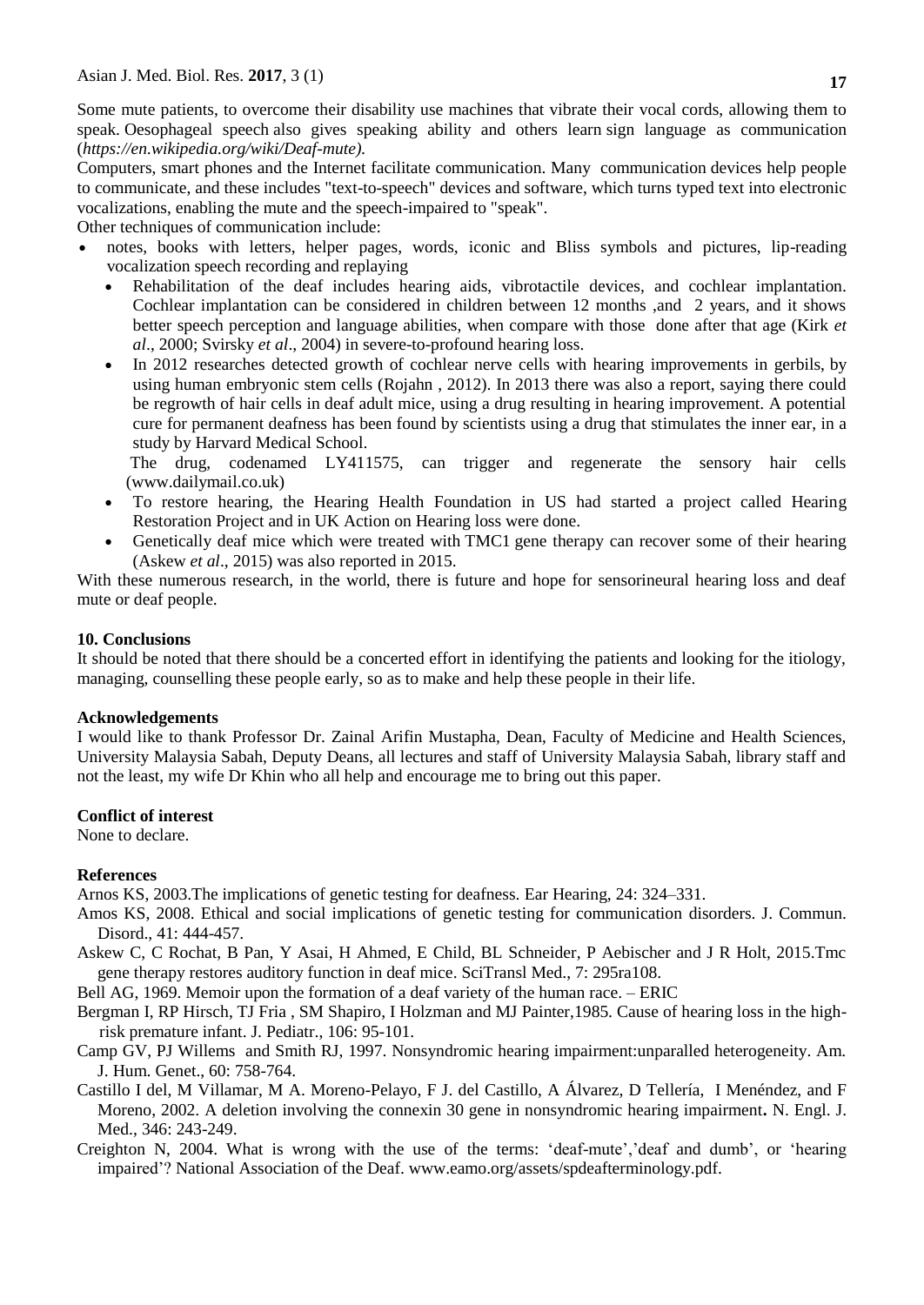Some mute patients, to overcome their disability use machines that vibrate their vocal cords, allowing them to speak. Oesophageal speech also gives speaking ability and others learn sign language as communication (*https://en.wikipedia.org/wiki/Deaf-mute).*

Computers, smart phones and the Internet facilitate communication. Many communication devices help people to communicate, and these includes "text-to-speech" devices and software, which turns typed text into electronic vocalizations, enabling the mute and the speech-impaired to "speak".

Other techniques of communication include:

- notes, books with letters, helper pages, words, iconic and Bliss symbols and pictures, lip-reading vocalization speech recording and replaying
  - Rehabilitation of the deaf includes hearing aids, vibrotactile devices, and cochlear implantation. Cochlear implantation can be considered in children between 12 months ,and 2 years, and it shows better speech perception and language abilities, when compare with those done after that age (Kirk *et al*., 2000; Svirsky *et al*., 2004) in severe-to-profound hearing loss.
  - In 2012 researches detected growth of cochlear nerve cells with hearing improvements in gerbils, by using human embryonic stem cells (Rojahn , 2012). In 2013 there was also a report, saying there could be regrowth of hair cells in deaf adult mice, using a drug resulting in hearing improvement. A potential cure for permanent deafness has been found by scientists using a drug that stimulates the inner ear, in a study by Harvard Medical School.

    The drug, codenamed LY411575, can trigger and regenerate the sensory hair cells (www.dailymail.co.uk)
  - To restore hearing, the Hearing Health Foundation in US had started a project called Hearing Restoration Project and in UK Action on Hearing loss were done.
  - Genetically deaf mice which were treated with TMC1 gene therapy can recover some of their hearing (Askew *et al*., 2015) was also reported in 2015.

With these numerous research, in the world, there is future and hope for sensorineural hearing loss and deaf mute or deaf people.

## 10. Conclusions

It should be noted that there should be a concerted effort in identifying the patients and looking for the itiology, managing, counselling these people early, so as to make and help these people in their life.

## Acknowledgements

I would like to thank Professor Dr. Zainal Arifin Mustapha, Dean, Faculty of Medicine and Health Sciences, University Malaysia Sabah, Deputy Deans, all lectures and staff of University Malaysia Sabah, library staff and not the least, my wife Dr Khin who all help and encourage me to bring out this paper.

## Conflict of interest

None to declare.

## References

Arnos KS, 2003.The implications of genetic testing for deafness. Ear Hearing, 24: 324–331.

Amos KS, 2008. Ethical and social implications of genetic testing for communication disorders. J. Commun. Disord., 41: 444-457.

Askew C, C Rochat, B Pan, Y Asai, H Ahmed, E Child, BL Schneider, P Aebischer and J R Holt, 2015.Tmc gene therapy restores auditory function in deaf mice. SciTransl Med., 7: 295ra108.

Bell AG, 1969. Memoir upon the formation of a deaf variety of the human race. – ERIC

Bergman I, RP Hirsch, TJ Fria , SM Shapiro, I Holzman and MJ Painter,1985. Cause of hearing loss in the high-risk premature infant. J. Pediatr., 106: 95-101.

Camp GV, PJ Willems and Smith RJ, 1997. Nonsyndromic hearing impairment:unparalled heterogeneity. Am. J. Hum. Genet., 60: 758-764.

Castillo I del, M Villamar, M A. Moreno-Pelayo, F J. del Castillo, A Álvarez, D Tellería, I Menéndez, and F Moreno, 2002. A deletion involving the connexin 30 gene in nonsyndromic hearing impairment**.** N. Engl. J. Med., 346: 243-249.

Creighton N, 2004. What is wrong with the use of the terms: 'deaf-mute','deaf and dumb', or 'hearing impaired'? National Association of the Deaf. www.eamo.org/assets/spdeafterminology.pdf.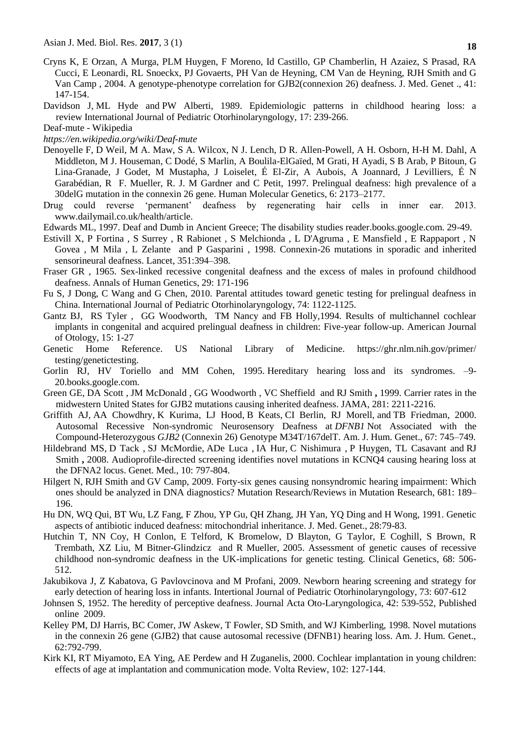Cryns K, E Orzan, A Murga, PLM Huygen, F Moreno, Id Castillo, GP Chamberlin, H Azaiez, S Prasad, RA Cucci, E Leonardi, RL Snoeckx, PJ Govaerts, PH Van de Heyning, CM Van de Heyning, RJH Smith and G Van Camp , 2004. A genotype-phenotype correlation for GJB2(connexion 26) deafness. J. Med. Genet ., 41: 147-154.

Davidson J, ML Hyde and PW Alberti, 1989. Epidemiologic patterns in childhood hearing loss: a review International Journal of Pediatric Otorhinolaryngology, 17: 239-266.

Deaf-mute - Wikipedia

*https://en.wikipedia.org/wiki/Deaf-mute*

Denoyelle F, D Weil, M A. Maw, S A. Wilcox, N J. Lench, D R. Allen-Powell, A H. Osborn, H-H M. Dahl, A Middleton, M J. Houseman, C Dodé, S Marlin, A Boulila-ElGaïed, M Grati, H Ayadi, S B Arab, P Bitoun, G Lina-Granade, J Godet, M Mustapha, J Loiselet, É El-Zir, A Aubois, A Joannard, J Levilliers, É N Garabédian, R F. Mueller, R. J. M Gardner and C Petit, 1997. Prelingual deafness: high prevalence of a 30delG mutation in the connexin 26 gene. Human Molecular Genetics, 6: 2173–2177.

Drug could reverse 'permanent' deafness by regenerating hair cells in inner ear. 2013. www.dailymail.co.uk/health/article.

Edwards ML, 1997. Deaf and Dumb in Ancient Greece; The disability studies reader.books.google.com. 29-49.

Estivill X, P Fortina , S Surrey , R Rabionet , S Melchionda , L D'Agruma , E Mansfield , E Rappaport , N Govea , M Mila , L Zelante and P Gasparini , 1998. Connexin-26 mutations in sporadic and inherited sensorineural deafness. Lancet, 351:394–398.

Fraser GR , 1965. Sex-linked recessive congenital deafness and the excess of males in profound childhood deafness. Annals of Human Genetics, 29: 171-196

Fu S, J Dong, C Wang and G Chen, 2010. Parental attitudes toward genetic testing for prelingual deafness in China. International Journal of Pediatric Otorhinolaryngology, 74: 1122-1125.

Gantz BJ, RS Tyler , GG Woodworth, TM Nancy and FB Holly,1994. Results of multichannel cochlear implants in congenital and acquired prelingual deafness in children: Five-year follow-up. American Journal of Otology, 15: 1-27

Genetic Home Reference. US National Library of Medicine. https://ghr.nlm.nih.gov/primer/ testing/genetictesting.

Gorlin RJ, HV Toriello and MM Cohen, 1995. Hereditary hearing loss and its syndromes. –9-20.books.google.com.

Green GE, DA Scott , JM McDonald , GG Woodworth , VC Sheffield and RJ Smith **,** 1999. Carrier rates in the midwestern United States for GJB2 mutations causing inherited deafness. JAMA, 281: 2211-2216.

Griffith AJ, AA Chowdhry, K Kurima, LJ Hood, B Keats, CI Berlin, RJ Morell, and TB Friedman, 2000. Autosomal Recessive Non-syndromic Neurosensory Deafness at *DFNB1* Not Associated with the Compound-Heterozygous *GJB2* (Connexin 26) Genotype M34T/167delT. Am. J. Hum. Genet., 67: 745–749.

Hildebrand MS, D Tack , SJ McMordie, ADe Luca , IA Hur, C Nishimura , P Huygen, TL Casavant and RJ Smith **,** 2008. Audioprofile-directed screening identifies novel mutations in KCNQ4 causing hearing loss at the DFNA2 locus. Genet. Med., 10: 797-804.

Hilgert N, RJH Smith and GV Camp, 2009. Forty-six genes causing nonsyndromic hearing impairment: Which ones should be analyzed in DNA diagnostics? Mutation Research/Reviews in Mutation Research, 681: 189–196.

Hu DN, WQ Qui, BT Wu, LZ Fang, F Zhou, YP Gu, QH Zhang, JH Yan, YQ Ding and H Wong, 1991. Genetic aspects of antibiotic induced deafness: mitochondrial inheritance. J. Med. Genet., 28:79-83.

Hutchin T, NN Coy, H Conlon, E Telford, K Bromelow, D Blayton, G Taylor, E Coghill, S Brown, R Trembath, XZ Liu, M Bitner-Glindzicz and R Mueller, 2005. Assessment of genetic causes of recessive childhood non-syndromic deafness in the UK-implications for genetic testing. Clinical Genetics, 68: 506-512.

Jakubikova J, Z Kabatova, G Pavlovcinova and M Profani, 2009. Newborn hearing screening and strategy for early detection of hearing loss in infants. Intertional Journal of Pediatric Otorhinolaryngology, 73: 607-612

Johnsen S, 1952. The heredity of perceptive deafness. Journal Acta Oto-Laryngologica, 42: 539-552, Published online 2009.

Kelley PM, DJ Harris, BC Comer, JW Askew, T Fowler, SD Smith, and WJ Kimberling, 1998. Novel mutations in the connexin 26 gene (GJB2) that cause autosomal recessive (DFNB1) hearing loss. Am. J. Hum. Genet., 62:792-799.

Kirk KI, RT Miyamoto, EA Ying, AE Perdew and H Zuganelis, 2000. Cochlear implantation in young children: effects of age at implantation and communication mode. Volta Review, 102: 127-144.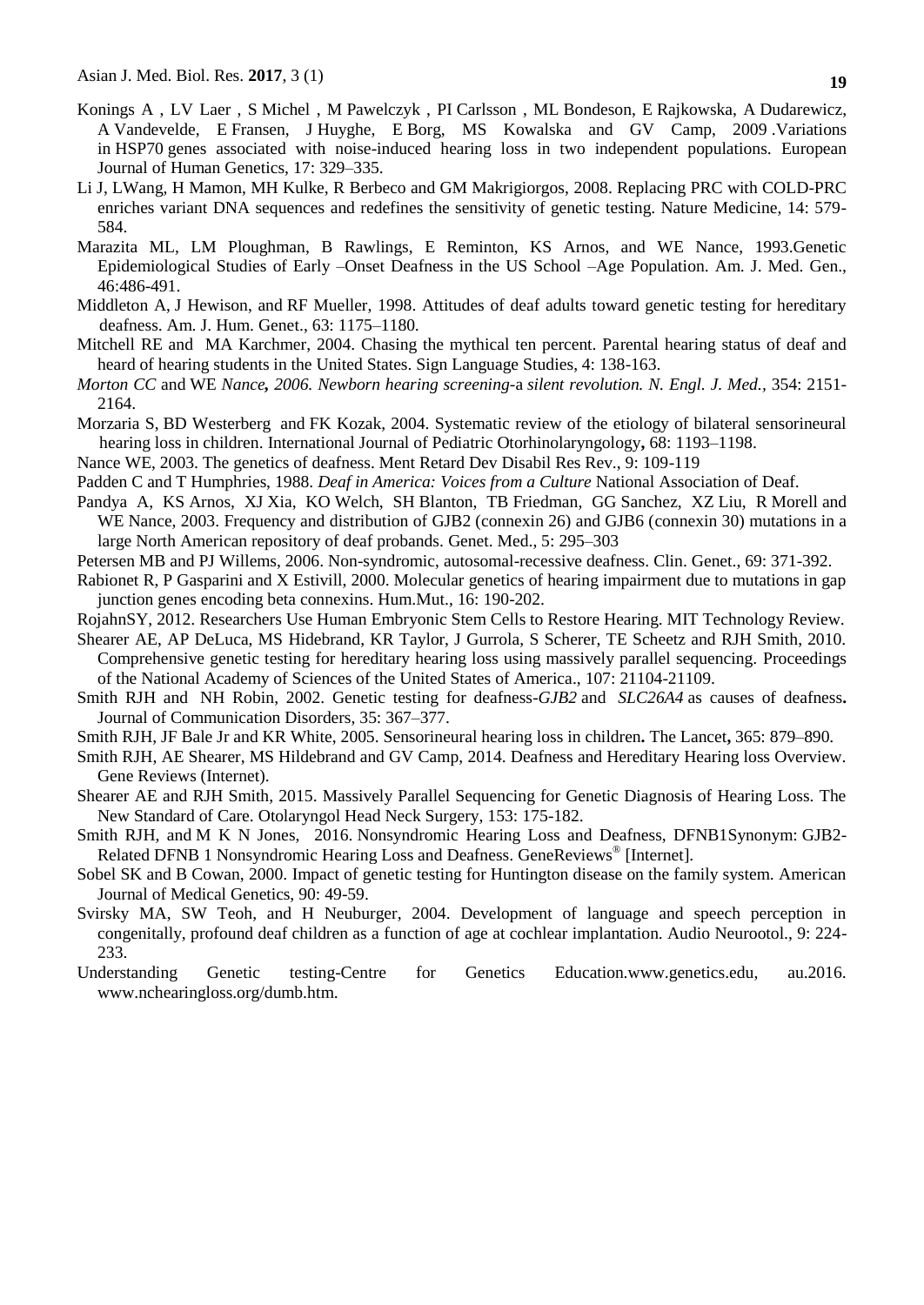Konings A , LV Laer , S Michel , M Pawelczyk , PI Carlsson , ML Bondeson, E Rajkowska, A Dudarewicz, A Vandevelde, E Fransen, J Huyghe, E Borg, MS Kowalska and GV Camp, 2009 .Variations in HSP70 genes associated with noise-induced hearing loss in two independent populations. European Journal of Human Genetics, 17: 329–335.

Li J, LWang, H Mamon, MH Kulke, R Berbeco and GM Makrigiorgos, 2008. Replacing PRC with COLD-PRC enriches variant DNA sequences and redefines the sensitivity of genetic testing. Nature Medicine, 14: 579-584.

Marazita ML, LM Ploughman, B Rawlings, E Reminton, KS Arnos, and WE Nance, 1993.Genetic Epidemiological Studies of Early –Onset Deafness in the US School –Age Population. Am. J. Med. Gen., 46:486-491.

Middleton A, J Hewison, and RF Mueller, 1998. Attitudes of deaf adults toward genetic testing for hereditary deafness. Am. J. Hum. Genet., 63: 1175–1180.

Mitchell RE and MA Karchmer, 2004. Chasing the mythical ten percent. Parental hearing status of deaf and heard of hearing students in the United States. Sign Language Studies, 4: 138-163.

*Morton CC* and WE *Nance**, 2006. Newborn hearing screening*-a *silent revolution. N. Engl. J. Med.,* 354: 2151-2164.

Morzaria S, BD Westerberg and FK Kozak, 2004. Systematic review of the etiology of bilateral sensorineural hearing loss in children. International Journal of Pediatric Otorhinolaryngology**,** 68: 1193–1198.

Nance WE, 2003. The genetics of deafness. Ment Retard Dev Disabil Res Rev., 9: 109-119

Padden C and T Humphries, 1988. *Deaf in America: Voices from a Culture* National Association of Deaf.

Pandya A, KS Arnos, XJ Xia, KO Welch, SH Blanton, TB Friedman, GG Sanchez, XZ Liu, R Morell and WE Nance, 2003. Frequency and distribution of GJB2 (connexin 26) and GJB6 (connexin 30) mutations in a large North American repository of deaf probands. Genet. Med., 5: 295–303

Petersen MB and PJ Willems, 2006. Non-syndromic, autosomal-recessive deafness. Clin. Genet., 69: 371-392.

Rabionet R, P Gasparini and X Estivill, 2000. Molecular genetics of hearing impairment due to mutations in gap junction genes encoding beta connexins. Hum.Mut., 16: 190-202.

RojahnSY, 2012. Researchers Use Human Embryonic Stem Cells to Restore Hearing. MIT Technology Review.

Shearer AE, AP DeLuca, MS Hidebrand, KR Taylor, J Gurrola, S Scherer, TE Scheetz and RJH Smith, 2010. Comprehensive genetic testing for hereditary hearing loss using massively parallel sequencing. Proceedings of the National Academy of Sciences of the United States of America., 107: 21104-21109.

Smith RJH and NH Robin, 2002. Genetic testing for deafness-*GJB2* and *SLC26A4* as causes of deafness**.** Journal of Communication Disorders, 35: 367–377.

Smith RJH, JF Bale Jr and KR White, 2005. Sensorineural hearing loss in children**.** The Lancet**,** 365: 879–890.

Smith RJH, AE Shearer, MS Hildebrand and GV Camp, 2014. Deafness and Hereditary Hearing loss Overview. Gene Reviews (Internet).

Shearer AE and RJH Smith, 2015. Massively Parallel Sequencing for Genetic Diagnosis of Hearing Loss. The New Standard of Care. Otolaryngol Head Neck Surgery, 153: 175-182.

Smith RJH, and M K N Jones, 2016. Nonsyndromic Hearing Loss and Deafness, DFNB1Synonym: GJB2-Related DFNB 1 Nonsyndromic Hearing Loss and Deafness. GeneReviews® [Internet].

Sobel SK and B Cowan, 2000. Impact of genetic testing for Huntington disease on the family system. American Journal of Medical Genetics, 90: 49-59.

Svirsky MA, SW Teoh, and H Neuburger, 2004. Development of language and speech perception in congenitally, profound deaf children as a function of age at cochlear implantation. Audio Neurootol., 9: 224-233.

Understanding Genetic testing-Centre for Genetics Education.www.genetics.edu, au.2016. www.nchearingloss.org/dumb.htm.